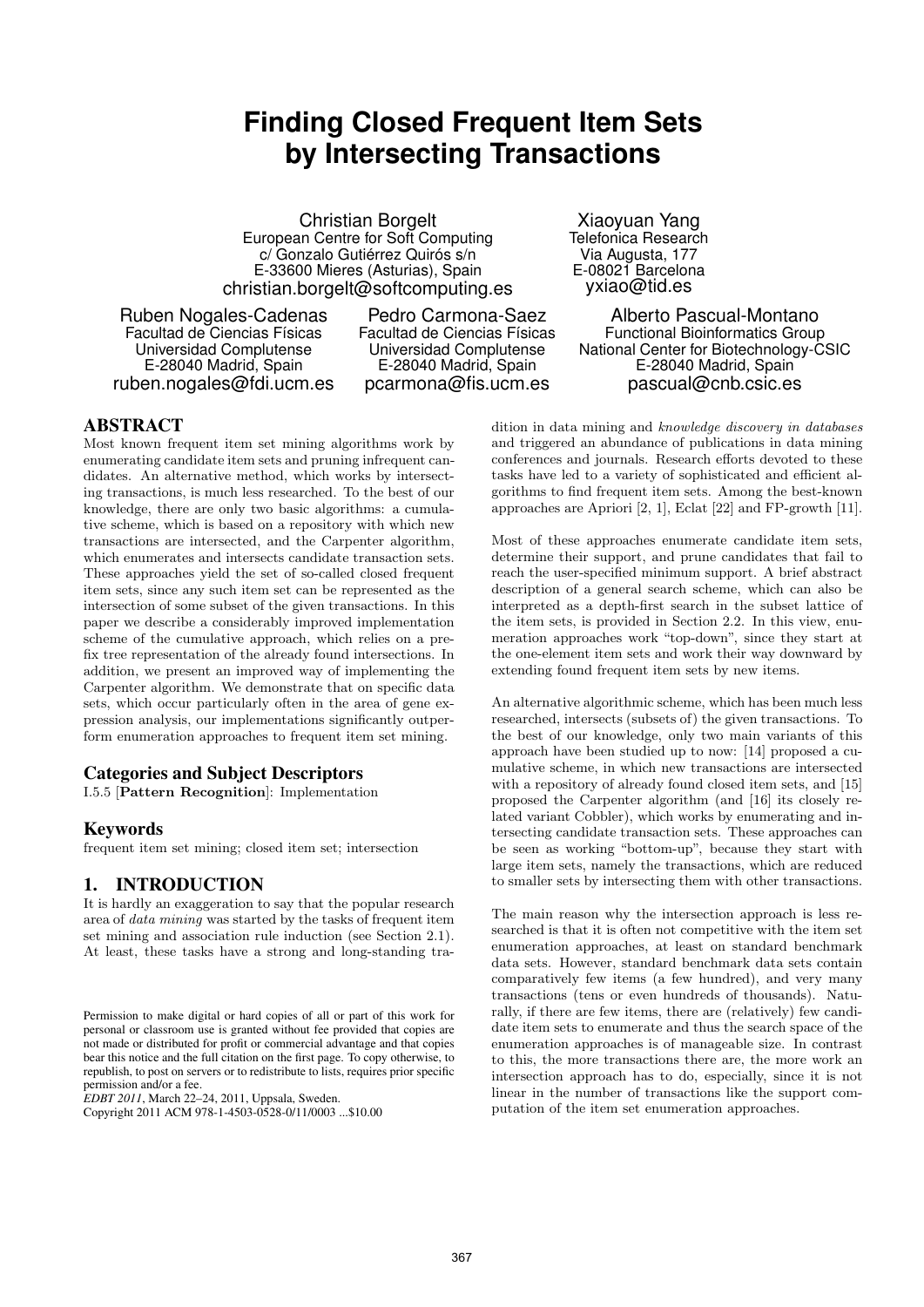# Finding Closed Frequent Item Sets by Intersecting Transactions

Christian Borgelt
European Centre for Soft Computing
c/ Gonzalo Gutiérrez Quirós s/n
E-33600 Mieres (Asturias), Spain
christian.borgelt@softcomputing.es

Xiaoyuan Yang
Telefonica Research
Via Augusta, 177
E-08021 Barcelona
yxiao@tid.es

Ruben Nogales-Cadenas
Facultad de Ciencias Físicas
Universidad Complutense
E-28040 Madrid, Spain
ruben.nogales@fdi.ucm.es

Pedro Carmona-Saez
Facultad de Ciencias Físicas
Universidad Complutense
E-28040 Madrid, Spain
pcarmona@fis.ucm.es

Alberto Pascual-Montano
Functional Bioinformatics Group
National Center for Biotechnology-CSIC
E-28040 Madrid, Spain
pascual@cnb.csic.es

## ABSTRACT

Most known frequent item set mining algorithms work by enumerating candidate item sets and pruning infrequent candidates. An alternative method, which works by intersecting transactions, is much less researched. To the best of our knowledge, there are only two basic algorithms: a cumulative scheme, which is based on a repository with which new transactions are intersected, and the Carpenter algorithm, which enumerates and intersects candidate transaction sets. These approaches yield the set of so-called closed frequent item sets, since any such item set can be represented as the intersection of some subset of the given transactions. In this paper we describe a considerably improved implementation scheme of the cumulative approach, which relies on a prefix tree representation of the already found intersections. In addition, we present an improved way of implementing the Carpenter algorithm. We demonstrate that on specific data sets, which occur particularly often in the area of gene expression analysis, our implementations significantly outperform enumeration approaches to frequent item set mining.

### Categories and Subject Descriptors

I.5.5 [**Pattern Recognition**]: Implementation

### Keywords

frequent item set mining; closed item set; intersection

## 1. INTRODUCTION

It is hardly an exaggeration to say that the popular research area of *data mining* was started by the tasks of frequent item set mining and association rule induction (see Section 2.1). At least, these tasks have a strong and long-standing tradition in data mining and *knowledge discovery in databases* and triggered an abundance of publications in data mining conferences and journals. Research efforts devoted to these tasks have led to a variety of sophisticated and efficient algorithms to find frequent item sets. Among the best-known approaches are Apriori [2, 1], Eclat [22] and FP-growth [11].

Most of these approaches enumerate candidate item sets, determine their support, and prune candidates that fail to reach the user-specified minimum support. A brief abstract description of a general search scheme, which can also be interpreted as a depth-first search in the subset lattice of the item sets, is provided in Section 2.2. In this view, enumeration approaches work "top-down", since they start at the one-element item sets and work their way downward by extending found frequent item sets by new items.

An alternative algorithmic scheme, which has been much less researched, intersects (subsets of) the given transactions. To the best of our knowledge, only two main variants of this approach have been studied up to now: [14] proposed a cumulative scheme, in which new transactions are intersected with a repository of already found closed item sets, and [15] proposed the Carpenter algorithm (and [16] its closely related variant Cobbler), which works by enumerating and intersecting candidate transaction sets. These approaches can be seen as working "bottom-up", because they start with large item sets, namely the transactions, which are reduced to smaller sets by intersecting them with other transactions.

The main reason why the intersection approach is less researched is that it is often not competitive with the item set enumeration approaches, at least on standard benchmark data sets. However, standard benchmark data sets contain comparatively few items (a few hundred), and very many transactions (tens or even hundreds of thousands). Naturally, if there are few items, there are (relatively) few candidate item sets to enumerate and thus the search space of the enumeration approaches is of manageable size. In contrast to this, the more transactions there are, the more work an intersection approach has to do, especially, since it is not linear in the number of transactions like the support computation of the item set enumeration approaches.

Permission to make digital or hard copies of all or part of this work for personal or classroom use is granted without fee provided that copies are not made or distributed for profit or commercial advantage and that copies bear this notice and the full citation on the first page. To copy otherwise, to republish, to post on servers or to redistribute to lists, requires prior specific permission and/or a fee.
*EDBT 2011*, March 22–24, 2011, Uppsala, Sweden.
Copyright 2011 ACM 978-1-4503-0528-0/11/0003 ...$10.00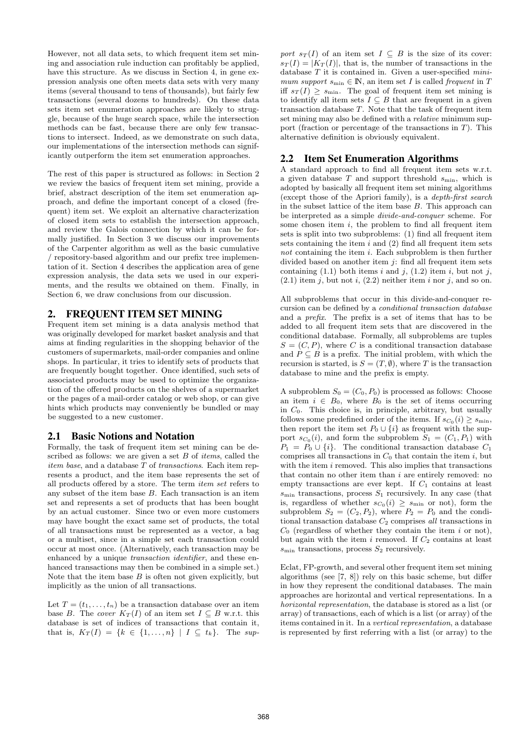However, not all data sets, to which frequent item set mining and association rule induction can profitably be applied, have this structure. As we discuss in Section 4, in gene expression analysis one often meets data sets with very many items (several thousand to tens of thousands), but fairly few transactions (several dozens to hundreds). On these data sets item set enumeration approaches are likely to struggle, because of the huge search space, while the intersection methods can be fast, because there are only few transactions to intersect. Indeed, as we demonstrate on such data, our implementations of the intersection methods can significantly outperform the item set enumeration approaches.

The rest of this paper is structured as follows: in Section 2 we review the basics of frequent item set mining, provide a brief, abstract description of the item set enumeration approach, and define the important concept of a closed (frequent) item set. We exploit an alternative characterization of closed item sets to establish the intersection approach, and review the Galois connection by which it can be formally justified. In Section 3 we discuss our improvements of the Carpenter algorithm as well as the basic cumulative / repository-based algorithm and our prefix tree implementation of it. Section 4 describes the application area of gene expression analysis, the data sets we used in our experiments, and the results we obtained on them. Finally, in Section 6, we draw conclusions from our discussion.

## 2. FREQUENT ITEM SET MINING

Frequent item set mining is a data analysis method that was originally developed for market basket analysis and that aims at finding regularities in the shopping behavior of the customers of supermarkets, mail-order companies and online shops. In particular, it tries to identify sets of products that are frequently bought together. Once identified, such sets of associated products may be used to optimize the organization of the offered products on the shelves of a supermarket or the pages of a mail-order catalog or web shop, or can give hints which products may conveniently be bundled or may be suggested to a new customer.

### 2.1 Basic Notions and Notation

Formally, the task of frequent item set mining can be described as follows: we are given a set $B$ of *items*, called the *item base*, and a database $T$ of *transactions*. Each item represents a product, and the item base represents the set of all products offered by a store. The term *item set* refers to any subset of the item base $B$. Each transaction is an item set and represents a set of products that has been bought by an actual customer. Since two or even more customers may have bought the exact same set of products, the total of all transactions must be represented as a vector, a bag or a multiset, since in a simple set each transaction could occur at most once. (Alternatively, each transaction may be enhanced by a unique *transaction identifier*, and these enhanced transactions may then be combined in a simple set.) Note that the item base $B$ is often not given explicitly, but implicitly as the union of all transactions.

Let $T = (t_1, \ldots, t_n)$ be a transaction database over an item base $B$. The *cover* $K_T(I)$ of an item set $I \subseteq B$ w.r.t. this database is set of indices of transactions that contain it, that is, $K_T(I) = \{k \in \{1, \ldots, n\} \mid I \subseteq t_k\}$. The *support* $s_T(I)$ of an item set $I \subseteq B$ is the size of its cover: $s_T(I) = |K_T(I)|$, that is, the number of transactions in the database $T$ it is contained in. Given a user-specified *minimum support* $s_{\min} \in \mathbb{N}$, an item set $I$ is called *frequent* in $T$ iff $s_T(I) \geq s_{\min}$. The goal of frequent item set mining is to identify all item sets $I \subseteq B$ that are frequent in a given transaction database $T$. Note that the task of frequent item set mining may also be defined with a *relative* minimum support (fraction or percentage of the transactions in $T$). This alternative definition is obviously equivalent.

### 2.2 Item Set Enumeration Algorithms

A standard approach to find all frequent item sets w.r.t. a given database $T$ and support threshold $s_{\min}$, which is adopted by basically all frequent item set mining algorithms (except those of the Apriori family), is a *depth-first search* in the subset lattice of the item base $B$. This approach can be interpreted as a simple *divide-and-conquer* scheme. For some chosen item $i$, the problem to find all frequent item sets is split into two subproblems: (1) find all frequent item sets containing the item $i$ and (2) find all frequent item sets *not* containing the item $i$. Each subproblem is then further divided based on another item $j$: find all frequent item sets containing (1.1) both items $i$ and $j$, (1.2) item $i$, but not $j$, (2.1) item $j$, but not $i$, (2.2) neither item $i$ nor $j$, and so on.

All subproblems that occur in this divide-and-conquer recursion can be defined by a *conditional transaction database* and a *prefix*. The prefix is a set of items that has to be added to all frequent item sets that are discovered in the conditional database. Formally, all subproblems are tuples $S = (C, P)$, where $C$ is a conditional transaction database and $P \subseteq B$ is a prefix. The initial problem, with which the recursion is started, is $S = (T, \emptyset)$, where $T$ is the transaction database to mine and the prefix is empty.

A subproblem $S_0 = (C_0, P_0)$ is processed as follows: Choose an item $i \in B_0$, where $B_0$ is the set of items occurring in $C_0$. This choice is, in principle, arbitrary, but usually follows some predefined order of the items. If $s_{C_0}(i) \geq s_{\min}$, then report the item set $P_0 \cup \{i\}$ as frequent with the support $s_{C_0}(i)$, and form the subproblem $S_1 = (C_1, P_1)$ with $P_1 = P_0 \cup \{i\}$. The conditional transaction database $C_1$ comprises all transactions in $C_0$ that contain the item $i$, but with the item $i$ removed. This also implies that transactions that contain no other item than $i$ are entirely removed: no empty transactions are ever kept. If $C_1$ contains at least $s_{\min}$ transactions, process $S_1$ recursively. In any case (that is, regardless of whether $s_{C_0}(i) \geq s_{\min}$ or not), form the subproblem $S_2 = (C_2, P_2)$, where $P_2 = P_0$ and the conditional transaction database $C_2$ comprises *all* transactions in $C_0$ (regardless of whether they contain the item $i$ or not), but again with the item $i$ removed. If $C_2$ contains at least $s_{\min}$ transactions, process $S_2$ recursively.

Eclat, FP-growth, and several other frequent item set mining algorithms (see [7, 8]) rely on this basic scheme, but differ in how they represent the conditional databases. The main approaches are horizontal and vertical representations. In a *horizontal representation*, the database is stored as a list (or array) of transactions, each of which is a list (or array) of the items contained in it. In a *vertical representation*, a database is represented by first referring with a list (or array) to the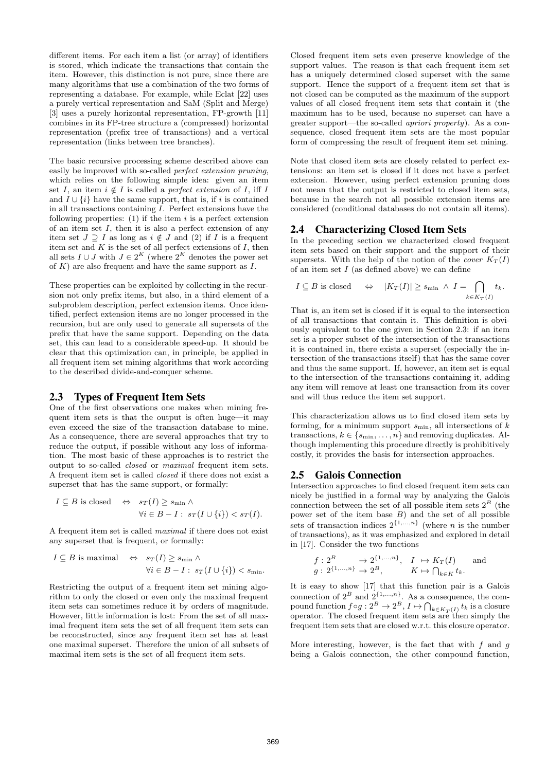different items. For each item a list (or array) of identifiers is stored, which indicate the transactions that contain the item. However, this distinction is not pure, since there are many algorithms that use a combination of the two forms of representing a database. For example, while Eclat [22] uses a purely vertical representation and SaM (Split and Merge) [3] uses a purely horizontal representation, FP-growth [11] combines in its FP-tree structure a (compressed) horizontal representation (prefix tree of transactions) and a vertical representation (links between tree branches).

The basic recursive processing scheme described above can easily be improved with so-called *perfect extension pruning*, which relies on the following simple idea: given an item set $I$, an item $i \notin I$ is called a *perfect extension* of $I$, iff $I$ and $I \cup \{i\}$ have the same support, that is, if $i$ is contained in all transactions containing $I$. Perfect extensions have the following properties: (1) if the item $i$ is a perfect extension of an item set $I$, then it is also a perfect extension of any item set $J \supseteq I$ as long as $i \notin J$ and (2) if $I$ is a frequent item set and $K$ is the set of all perfect extensions of $I$, then all sets $I \cup J$ with $J \in 2^K$ (where $2^K$ denotes the power set of $K$) are also frequent and have the same support as $I$.

These properties can be exploited by collecting in the recursion not only prefix items, but also, in a third element of a subproblem description, perfect extension items. Once identified, perfect extension items are no longer processed in the recursion, but are only used to generate all supersets of the prefix that have the same support. Depending on the data set, this can lead to a considerable speed-up. It should be clear that this optimization can, in principle, be applied in all frequent item set mining algorithms that work according to the described divide-and-conquer scheme.

## 2.3 Types of Frequent Item Sets

One of the first observations one makes when mining frequent item sets is that the output is often huge—it may even exceed the size of the transaction database to mine. As a consequence, there are several approaches that try to reduce the output, if possible without any loss of information. The most basic of these approaches is to restrict the output to so-called *closed* or *maximal* frequent item sets. A frequent item set is called *closed* if there does not exist a superset that has the same support, or formally:

$$I \subseteq B \text{ is closed} \quad \Leftrightarrow \quad s_T(I) \geq s_{\min} \wedge \\ \forall i \in B - I: \; s_T(I \cup \{i\}) < s_T(I).$$

A frequent item set is called *maximal* if there does not exist any superset that is frequent, or formally:

$$I \subseteq B \text{ is maximal} \quad \Leftrightarrow \quad s_T(I) \geq s_{\min} \wedge \\ \forall i \in B - I: \; s_T(I \cup \{i\}) < s_{\min}.$$

Restricting the output of a frequent item set mining algorithm to only the closed or even only the maximal frequent item sets can sometimes reduce it by orders of magnitude. However, little information is lost: From the set of all maximal frequent item sets the set of all frequent item sets can be reconstructed, since any frequent item set has at least one maximal superset. Therefore the union of all subsets of maximal item sets is the set of all frequent item sets.

Closed frequent item sets even preserve knowledge of the support values. The reason is that each frequent item set has a uniquely determined closed superset with the same support. Hence the support of a frequent item set that is not closed can be computed as the maximum of the support values of all closed frequent item sets that contain it (the maximum has to be used, because no superset can have a greater support—the so-called *apriori property*). As a consequence, closed frequent item sets are the most popular form of compressing the result of frequent item set mining.

Note that closed item sets are closely related to perfect extensions: an item set is closed if it does not have a perfect extension. However, using perfect extension pruning does not mean that the output is restricted to closed item sets, because in the search not all possible extension items are considered (conditional databases do not contain all items).

## 2.4 Characterizing Closed Item Sets

In the preceding section we characterized closed frequent item sets based on their support and the support of their supersets. With the help of the notion of the *cover* $K_T(I)$ of an item set $I$ (as defined above) we can define

$$I \subseteq B \text{ is closed} \quad \Leftrightarrow \quad |K_T(I)| \geq s_{\min} \; \wedge \; I = \bigcap_{k \in K_T(I)} t_k.$$

That is, an item set is closed if it is equal to the intersection of all transactions that contain it. This definition is obviously equivalent to the one given in Section 2.3: if an item set is a proper subset of the intersection of the transactions it is contained in, there exists a superset (especially the intersection of the transactions itself) that has the same cover and thus the same support. If, however, an item set is equal to the intersection of the transactions containing it, adding any item will remove at least one transaction from its cover and will thus reduce the item set support.

This characterization allows us to find closed item sets by forming, for a minimum support $s_{\min}$, all intersections of $k$ transactions, $k \in \{s_{\min}, \ldots, n\}$ and removing duplicates. Although implementing this procedure directly is prohibitively costly, it provides the basis for intersection approaches.

## 2.5 Galois Connection

Intersection approaches to find closed frequent item sets can nicely be justified in a formal way by analyzing the Galois connection between the set of all possible item sets $2^B$ (the power set of the item base $B$) and the set of all possible sets of transaction indices $2^{\{1,\ldots,n\}}$ (where $n$ is the number of transactions), as it was emphasized and explored in detail in [17]. Consider the two functions

$$f: 2^B \to 2^{\{1,\ldots,n\}}, \quad I \mapsto K_T(I) \quad \text{and} \\ g: 2^{\{1,\ldots,n\}} \to 2^B, \quad K \mapsto \textstyle\bigcap_{k \in K} t_k.$$

It is easy to show [17] that this function pair is a Galois connection of $2^B$ and $2^{\{1,\ldots,n\}}$. As a consequence, the compound function $f \circ g: 2^B \to 2^B$, $I \mapsto \bigcap_{k \in K_T(I)} t_k$ is a closure operator. The closed frequent item sets are then simply the frequent item sets that are closed w.r.t. this closure operator.

More interesting, however, is the fact that with $f$ and $g$ being a Galois connection, the other compound function,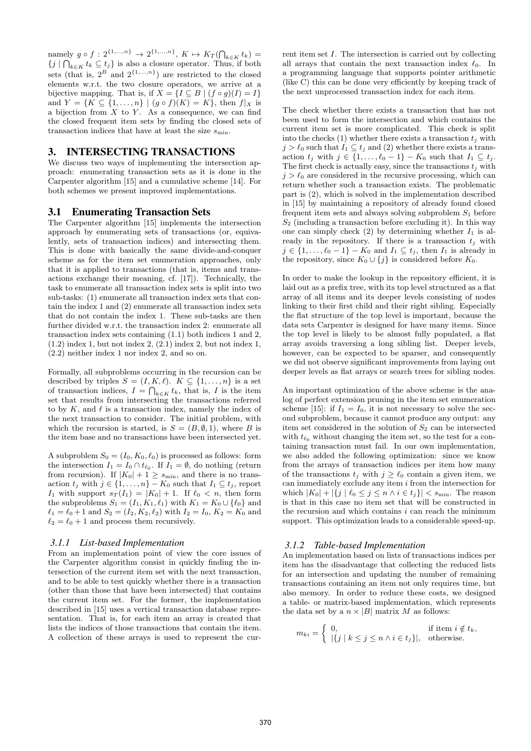namely $g \circ f : 2^{\{1,\ldots,n\}} \to 2^{\{1,\ldots,n\}}$, $K \mapsto K_T(\bigcap_{k \in K} t_k) = \{j \mid \bigcap_{k \in K} t_k \subseteq t_j\}$ is also a closure operator. Thus, if both sets (that is, $2^B$ and $2^{\{1,\ldots,n\}}$) are restricted to the closed elements w.r.t. the two closure operators, we arrive at a bijective mapping. That is, if $X = \{I \subseteq B \mid (f \circ g)(I) = I\}$ and $Y = \{K \subseteq \{1,\ldots,n\} \mid (g \circ f)(K) = K\}$, then $f|_X$ is a bijection from $X$ to $Y$. As a consequence, we can find the closed frequent item sets by finding the closed sets of transaction indices that have at least the size $s_{\min}$.

# 3. INTERSECTING TRANSACTIONS

We discuss two ways of implementing the intersection approach: enumerating transaction sets as it is done in the Carpenter algorithm [15] and a cumulative scheme [14]. For both schemes we present improved implementations.

## 3.1 Enumerating Transaction Sets

The Carpenter algorithm [15] implements the intersection approach by enumerating sets of transactions (or, equivalently, sets of transaction indices) and intersecting them. This is done with basically the same divide-and-conquer scheme as for the item set enumeration approaches, only that it is applied to transactions (that is, items and transactions exchange their meaning, cf. [17]). Technically, the task to enumerate all transaction index sets is split into two sub-tasks: (1) enumerate all transaction index sets that contain the index 1 and (2) enumerate all transaction index sets that do not contain the index 1. These sub-tasks are then further divided w.r.t. the transaction index 2: enumerate all transaction index sets containing (1.1) both indices 1 and 2, (1.2) index 1, but not index 2, (2.1) index 2, but not index 1, (2.2) neither index 1 nor index 2, and so on.

Formally, all subproblems occurring in the recursion can be described by triples $S = (I, K, \ell)$. $K \subseteq \{1,\ldots,n\}$ is a set of transaction indices, $I = \bigcap_{k \in K} t_k$, that is, $I$ is the item set that results from intersecting the transactions referred to by $K$, and $\ell$ is a transaction index, namely the index of the next transaction to consider. The initial problem, with which the recursion is started, is $S = (B, \emptyset, 1)$, where $B$ is the item base and no transactions have been intersected yet.

A subproblem $S_0 = (I_0, K_0, \ell_0)$ is processed as follows: form the intersection $I_1 = I_0 \cap t_{\ell_0}$. If $I_1 = \emptyset$, do nothing (return from recursion). If $|K_0| + 1 \geq s_{\min}$, and there is no transaction $t_j$ with $j \in \{1,\ldots,n\} - K_0$ such that $I_1 \subseteq t_j$, report $I_1$ with support $s_T(I_1) = |K_0| + 1$. If $\ell_0 < n$, then form the subproblems $S_1 = (I_1, K_1, \ell_1)$ with $K_1 = K_0 \cup \{\ell_0\}$ and $\ell_1 = \ell_0 + 1$ and $S_2 = (I_2, K_2, \ell_2)$ with $I_2 = I_0$, $K_2 = K_0$ and $\ell_2 = \ell_0 + 1$ and process them recursively.

### 3.1.1 List-based Implementation

From an implementation point of view the core issues of the Carpenter algorithm consist in quickly finding the intersection of the current item set with the next transaction, and to be able to test quickly whether there is a transaction (other than those that have been intersected) that contains the current item set. For the former, the implementation described in [15] uses a vertical transaction database representation. That is, for each item an array is created that lists the indices of those transactions that contain the item. A collection of these arrays is used to represent the current item set $I$. The intersection is carried out by collecting all arrays that contain the next transaction index $\ell_0$. In a programming language that supports pointer arithmetic (like C) this can be done very efficiently by keeping track of the next unprocessed transaction index for each item.

The check whether there exists a transaction that has not been used to form the intersection and which contains the current item set is more complicated. This check is split into the checks (1) whether there exists a transaction $t_j$ with $j > \ell_0$ such that $I_1 \subseteq t_j$ and (2) whether there exists a transaction $t_j$ with $j \in \{1,\ldots,\ell_0 - 1\} - K_0$ such that $I_1 \subseteq t_j$. The first check is actually easy, since the transactions $t_j$ with $j > \ell_0$ are considered in the recursive processing, which can return whether such a transaction exists. The problematic part is (2), which is solved in the implementation described in [15] by maintaining a repository of already found closed frequent item sets and always solving subproblem $S_1$ before $S_2$ (including a transaction before excluding it). In this way one can simply check (2) by determining whether $I_1$ is already in the repository. If there is a transaction $t_j$ with $j \in \{1,\ldots,\ell_0 - 1\} - K_0$ and $I_1 \subseteq t_j$, then $I_1$ is already in the repository, since $K_0 \cup \{j\}$ is considered before $K_0$.

In order to make the lookup in the repository efficient, it is laid out as a prefix tree, with its top level structured as a flat array of all items and its deeper levels consisting of nodes linking to their first child and their right sibling. Especially the flat structure of the top level is important, because the data sets Carpenter is designed for have many items. Since the top level is likely to be almost fully populated, a flat array avoids traversing a long sibling list. Deeper levels, however, can be expected to be sparser, and consequently we did not observe significant improvements from laying out deeper levels as flat arrays or search trees for sibling nodes.

An important optimization of the above scheme is the analog of perfect extension pruning in the item set enumeration scheme [15]: if $I_1 = I_0$, it is not necessary to solve the second subproblem, because it cannot produce any output: any item set considered in the solution of $S_2$ can be intersected with $t_{\ell_0}$ without changing the item set, so the test for a containing transaction must fail. In our own implementation, we also added the following optimization: since we know from the arrays of transaction indices per item how many of the transactions $t_j$ with $j \geq \ell_0$ contain a given item, we can immediately exclude any item $i$ from the intersection for which $|K_0| + |\{j \mid \ell_0 \leq j \leq n \wedge i \in t_j\}| < s_{\min}$. The reason is that in this case no item set that will be constructed in the recursion and which contains $i$ can reach the minimum support. This optimization leads to a considerable speed-up.

### 3.1.2 Table-based Implementation

An implementation based on lists of transactions indices per item has the disadvantage that collecting the reduced lists for an intersection and updating the number of remaining transactions containing an item not only requires time, but also memory. In order to reduce these costs, we designed a table- or matrix-based implementation, which represents the data set by a $n \times |B|$ matrix $M$ as follows:

$$m_{ki} = \begin{cases} 0, & \text{if item } i \notin t_k, \\ |\{j \mid k \leq j \leq n \wedge i \in t_j\}|, & \text{otherwise.} \end{cases}$$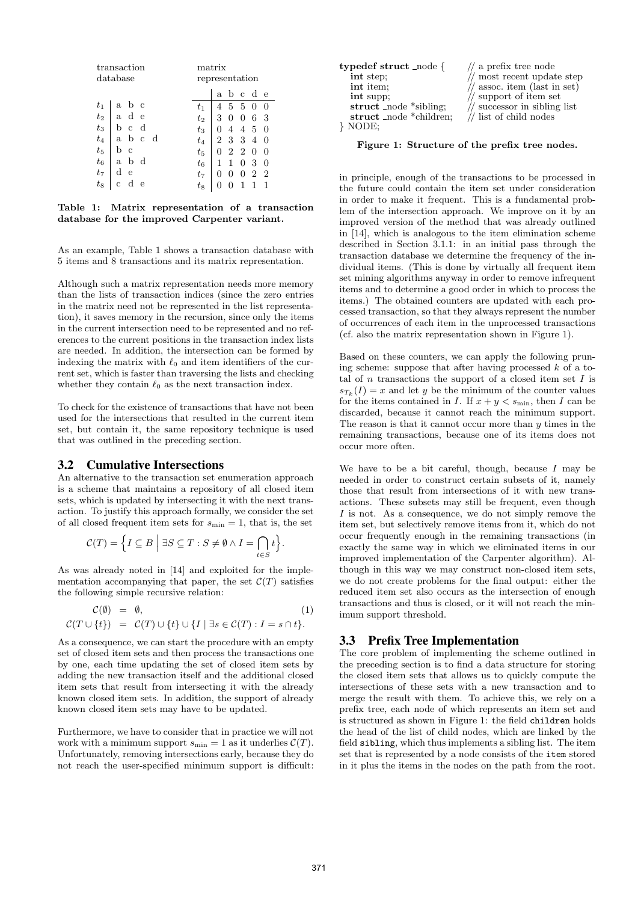| transaction database | | matrix representation | a | b | c | d | e |
|---|---|---|---|---|---|---|---|
| $t_1$ | a b c | $t_1$ | 4 | 5 | 5 | 0 | 0 |
| $t_2$ | a d e | $t_2$ | 3 | 0 | 0 | 6 | 3 |
| $t_3$ | b c d | $t_3$ | 0 | 4 | 4 | 5 | 0 |
| $t_4$ | a b c d | $t_4$ | 2 | 3 | 3 | 4 | 0 |
| $t_5$ | b c | $t_5$ | 0 | 2 | 2 | 0 | 0 |
| $t_6$ | a b d | $t_6$ | 1 | 1 | 0 | 3 | 0 |
| $t_7$ | d e | $t_7$ | 0 | 0 | 0 | 2 | 2 |
| $t_8$ | c d e | $t_8$ | 0 | 0 | 1 | 1 | 1 |

**Table 1: Matrix representation of a transaction database for the improved Carpenter variant.**

As an example, Table 1 shows a transaction database with 5 items and 8 transactions and its matrix representation.

Although such a matrix representation needs more memory than the lists of transaction indices (since the zero entries in the matrix need not be represented in the list representation), it saves memory in the recursion, since only the items in the current intersection need to be represented and no references to the current positions in the transaction index lists are needed. In addition, the intersection can be formed by indexing the matrix with $\ell_0$ and item identifiers of the current set, which is faster than traversing the lists and checking whether they contain $\ell_0$ as the next transaction index.

To check for the existence of transactions that have not been used for the intersections that resulted in the current item set, but contain it, the same repository technique is used that was outlined in the preceding section.

## 3.2 Cumulative Intersections

An alternative to the transaction set enumeration approach is a scheme that maintains a repository of all closed item sets, which is updated by intersecting it with the next transaction. To justify this approach formally, we consider the set of all closed frequent item sets for $s_{\min} = 1$, that is, the set

$$\mathcal{C}(T) = \Big\{ I \subseteq B \;\Big|\; \exists S \subseteq T : S \neq \emptyset \wedge I = \bigcap_{t \in S} t \Big\}.$$

As was already noted in [14] and exploited for the implementation accompanying that paper, the set $\mathcal{C}(T)$ satisfies the following simple recursive relation:

$$\begin{aligned} \mathcal{C}(\emptyset) &= \emptyset, \qquad\qquad (1)\\ \mathcal{C}(T \cup \{t\}) &= \mathcal{C}(T) \cup \{t\} \cup \{I \mid \exists s \in \mathcal{C}(T) : I = s \cap t\}. \end{aligned}$$

As a consequence, we can start the procedure with an empty set of closed item sets and then process the transactions one by one, each time updating the set of closed item sets by adding the new transaction itself and the additional closed item sets that result from intersecting it with the already known closed item sets. In addition, the support of already known closed item sets may have to be updated.

Furthermore, we have to consider that in practice we will not work with a minimum support $s_{\min} = 1$ as it underlies $\mathcal{C}(T)$. Unfortunately, removing intersections early, because they do not reach the user-specified minimum support is difficult: in principle, enough of the transactions to be processed in the future could contain the item set under consideration in order to make it frequent. This is a fundamental problem of the intersection approach. We improve on it by an improved version of the method that was already outlined in [14], which is analogous to the item elimination scheme described in Section 3.1.1: in an initial pass through the transaction database we determine the frequency of the individual items. (This is done by virtually all frequent item set mining algorithms anyway in order to remove infrequent items and to determine a good order in which to process the items.) The obtained counters are updated with each processed transaction, so that they always represent the number of occurrences of each item in the unprocessed transactions (cf. also the matrix representation shown in Figure 1).

```
typedef struct _node {          // a prefix tree node
  int step;                     // most recent update step
  int item;                     // assoc. item (last in set)
  int supp;                     // support of item set
  struct _node *sibling;        // successor in sibling list
  struct _node *children;       // list of child nodes
} NODE;
```

**Figure 1: Structure of the prefix tree nodes.**

Based on these counters, we can apply the following pruning scheme: suppose that after having processed $k$ of a total of $n$ transactions the support of a closed item set $I$ is $s_{T_k}(I) = x$ and let $y$ be the minimum of the counter values for the items contained in $I$. If $x + y < s_{\min}$, then $I$ can be discarded, because it cannot reach the minimum support. The reason is that it cannot occur more than $y$ times in the remaining transactions, because one of its items does not occur more often.

We have to be a bit careful, though, because $I$ may be needed in order to construct certain subsets of it, namely those that result from intersections of it with new transactions. These subsets may still be frequent, even though $I$ is not. As a consequence, we do not simply remove the item set, but selectively remove items from it, which do not occur frequently enough in the remaining transactions (in exactly the same way in which we eliminated items in our improved implementation of the Carpenter algorithm). Although in this way we may construct non-closed item sets, we do not create problems for the final output: either the reduced item set also occurs as the intersection of enough transactions and thus is closed, or it will not reach the minimum support threshold.

## 3.3 Prefix Tree Implementation

The core problem of implementing the scheme outlined in the preceding section is to find a data structure for storing the closed item sets that allows us to quickly compute the intersections of these sets with a new transaction and to merge the result with them. To achieve this, we rely on a prefix tree, each node of which represents an item set and is structured as shown in Figure 1: the field `children` holds the head of the list of child nodes, which are linked by the field `sibling`, which thus implements a sibling list. The item set that is represented by a node consists of the `item` stored in it plus the items in the nodes on the path from the root.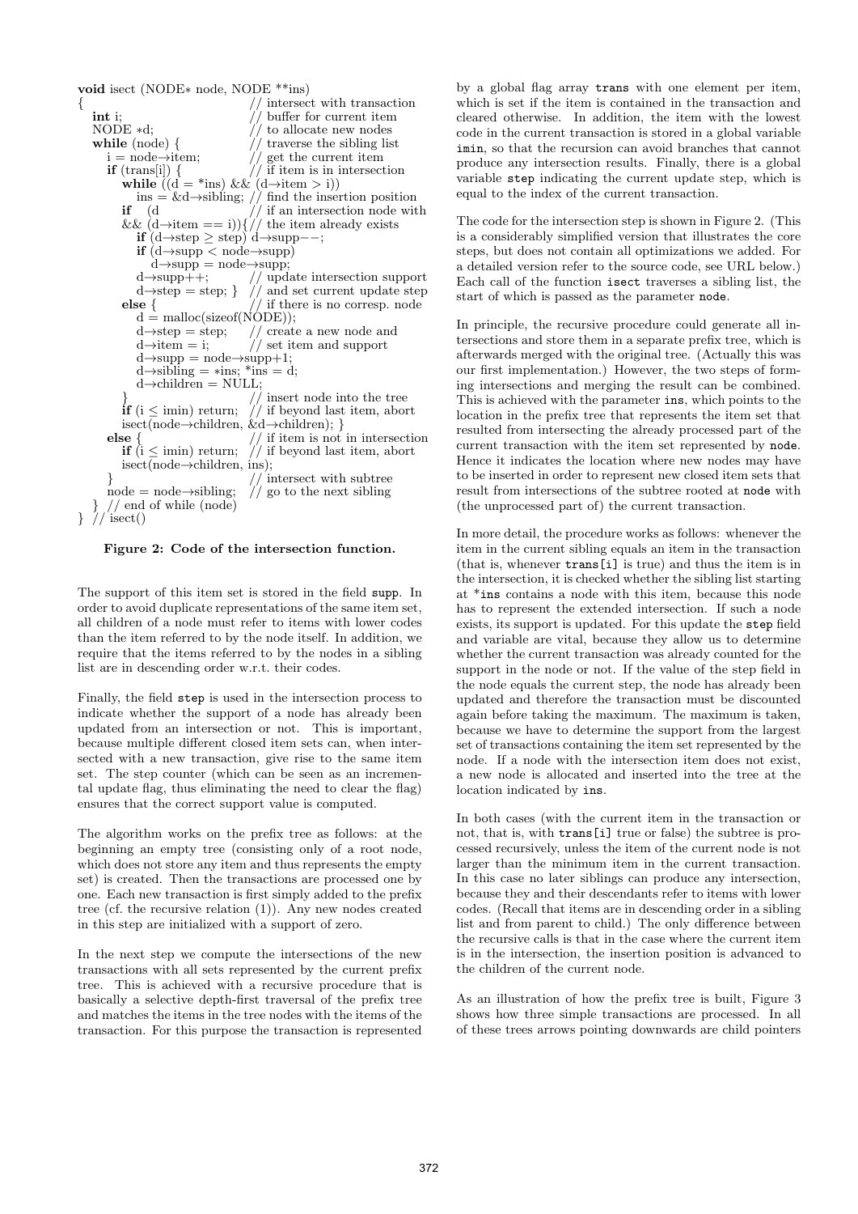```
void isect (NODE* node, NODE **ins)
{                               // intersect with transaction
  int i;                        // buffer for current item
  NODE *d;                      // to allocate new nodes
  while (node) {                // traverse the sibling list
    i = node->item;             // get the current item
    if (trans[i]) {             // if item is in intersection
      while ((d = *ins) && (d->item > i))
        ins = &d->sibling;      // find the insertion position
      if   (d                   // if an intersection node with
      && (d->item == i)){       // the item already exists
        if (d->step ≥ step) d->supp−−;
        if (d->supp < node->supp)
          d->supp = node->supp;
        d->supp++;              // update intersection support
        d->step = step; }       // and set current update step
      else {                    // if there is no corresp. node
        d = malloc(sizeof(NODE));
        d->step = step;         // create a new node and
        d->item = i;            // set item and support
        d->supp = node->supp+1;
        d->sibling = *ins; *ins = d;
        d->children = NULL;
      }                         // insert node into the tree
      if (i ≤ imin) return;     // if beyond last item, abort
      isect(node->children, &d->children); }
    else {                      // if item is not in intersection
      if (i ≤ imin) return;     // if beyond last item, abort
      isect(node->children, ins);
    }                           // intersect with subtree
    node = node->sibling;       // go to the next sibling
  } // end of while (node)
} // isect()
```

**Figure 2: Code of the intersection function.**

The support of this item set is stored in the field `supp`. In order to avoid duplicate representations of the same item set, all children of a node must refer to items with lower codes than the item referred to by the node itself. In addition, we require that the items referred to by the nodes in a sibling list are in descending order w.r.t. their codes.

Finally, the field `step` is used in the intersection process to indicate whether the support of a node has already been updated from an intersection or not. This is important, because multiple different closed item sets can, when intersected with a new transaction, give rise to the same item set. The step counter (which can be seen as an incremental update flag, thus eliminating the need to clear the flag) ensures that the correct support value is computed.

The algorithm works on the prefix tree as follows: at the beginning an empty tree (consisting only of a root node, which does not store any item and thus represents the empty set) is created. Then the transactions are processed one by one. Each new transaction is first simply added to the prefix tree (cf. the recursive relation (1)). Any new nodes created in this step are initialized with a support of zero.

In the next step we compute the intersections of the new transactions with all sets represented by the current prefix tree. This is achieved with a recursive procedure that is basically a selective depth-first traversal of the prefix tree and matches the items in the tree nodes with the items of the transaction. For this purpose the transaction is represented by a global flag array `trans` with one element per item, which is set if the item is contained in the transaction and cleared otherwise. In addition, the item with the lowest code in the current transaction is stored in a global variable `imin`, so that the recursion can avoid branches that cannot produce any intersection results. Finally, there is a global variable `step` indicating the current update step, which is equal to the index of the current transaction.

The code for the intersection step is shown in Figure 2. (This is a considerably simplified version that illustrates the core steps, but does not contain all optimizations we added. For a detailed version refer to the source code, see URL below.) Each call of the function `isect` traverses a sibling list, the start of which is passed as the parameter `node`.

In principle, the recursive procedure could generate all intersections and store them in a separate prefix tree, which is afterwards merged with the original tree. (Actually this was our first implementation.) However, the two steps of forming intersections and merging the result can be combined. This is achieved with the parameter `ins`, which points to the location in the prefix tree that represents the item set that resulted from intersecting the already processed part of the current transaction with the item set represented by `node`. Hence it indicates the location where new nodes may have to be inserted in order to represent new closed item sets that result from intersections of the subtree rooted at `node` with (the unprocessed part of) the current transaction.

In more detail, the procedure works as follows: whenever the item in the current sibling equals an item in the transaction (that is, whenever `trans[i]` is true) and thus the item is in the intersection, it is checked whether the sibling list starting at `*ins` contains a node with this item, because this node has to represent the extended intersection. If such a node exists, its support is updated. For this update the `step` field and variable are vital, because they allow us to determine whether the current transaction was already counted for the support in the node or not. If the value of the step field in the node equals the current step, the node has already been updated and therefore the transaction must be discounted again before taking the maximum. The maximum is taken, because we have to determine the support from the largest set of transactions containing the item set represented by the node. If a node with the intersection item does not exist, a new node is allocated and inserted into the tree at the location indicated by `ins`.

In both cases (with the current item in the transaction or not, that is, with `trans[i]` true or false) the subtree is processed recursively, unless the item of the current node is not larger than the minimum item in the current transaction. In this case no later siblings can produce any intersection, because they and their descendants refer to items with lower codes. (Recall that items are in descending order in a sibling list and from parent to child.) The only difference between the recursive calls is that in the case where the current item is in the intersection, the insertion position is advanced to the children of the current node.

As an illustration of how the prefix tree is built, Figure 3 shows how three simple transactions are processed. In all of these trees arrows pointing downwards are child pointers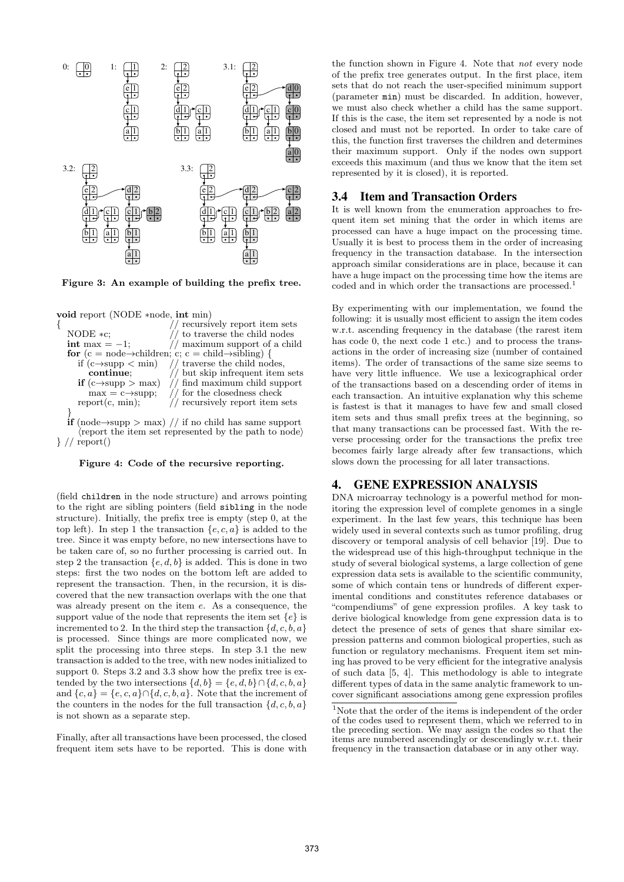0: 1: 2: 3.1:

3.2: 3.3:

**Figure 3: An example of building the prefix tree.**

```
void report (NODE *node, int min)
{                           // recursively report item sets
  NODE *c;                  // to traverse the child nodes
  int max = -1;             // maximum support of a child
  for (c = node→children; c; c = child→sibling) {
    if (c→supp < min)       // traverse the child nodes,
      continue;             // but skip infrequent item sets
    if (c→supp > max)       // find maximum child support
      max = c→supp;         // for the closedness check
    report(c, min);         // recursively report item sets
  }
  if (node→supp > max) // if no child has same support
    ⟨report the item set represented by the path to node⟩
} // report()
```

**Figure 4: Code of the recursive reporting.**

(field `children` in the node structure) and arrows pointing to the right are sibling pointers (field `sibling` in the node structure). Initially, the prefix tree is empty (step 0, at the top left). In step 1 the transaction $\{e, c, a\}$ is added to the tree. Since it was empty before, no new intersections have to be taken care of, so no further processing is carried out. In step 2 the transaction $\{e, d, b\}$ is added. This is done in two steps: first the two nodes on the bottom left are added to represent the transaction. Then, in the recursion, it is discovered that the new transaction overlaps with the one that was already present on the item $e$. As a consequence, the support value of the node that represents the item set $\{e\}$ is incremented to 2. In the third step the transaction $\{d, c, b, a\}$ is processed. Since things are more complicated now, we split the processing into three steps. In step 3.1 the new transaction is added to the tree, with new nodes initialized to support 0. Steps 3.2 and 3.3 show how the prefix tree is extended by the two intersections $\{d, b\} = \{e, d, b\} \cap \{d, c, b, a\}$ and $\{c, a\} = \{e, c, a\} \cap \{d, c, b, a\}$. Note that the increment of the counters in the nodes for the full transaction $\{d, c, b, a\}$ is not shown as a separate step.

Finally, after all transactions have been processed, the closed frequent item sets have to be reported. This is done with the function shown in Figure 4. Note that *not* every node of the prefix tree generates output. In the first place, item sets that do not reach the user-specified minimum support (parameter `min`) must be discarded. In addition, however, we must also check whether a child has the same support. If this is the case, the item set represented by a node is not closed and must not be reported. In order to take care of this, the function first traverses the children and determines their maximum support. Only if the nodes own support exceeds this maximum (and thus we know that the item set represented by it is closed), it is reported.

## 3.4 Item and Transaction Orders

It is well known from the enumeration approaches to frequent item set mining that the order in which items are processed can have a huge impact on the processing time. Usually it is best to process them in the order of increasing frequency in the transaction database. In the intersection approach similar considerations are in place, because it can have a huge impact on the processing time how the items are coded and in which order the transactions are processed.[1]

By experimenting with our implementation, we found the following: it is usually most efficient to assign the item codes w.r.t. ascending frequency in the database (the rarest item has code 0, the next code 1 etc.) and to process the transactions in the order of increasing size (number of contained items). The order of transactions of the same size seems to have very little influence. We use a lexicographical order of the transactions based on a descending order of items in each transaction. An intuitive explanation why this scheme is fastest is that it manages to have few and small closed item sets and thus small prefix trees at the beginning, so that many transactions can be processed fast. With the reverse processing order for the transactions the prefix tree becomes fairly large already after few transactions, which slows down the processing for all later transactions.

# 4. GENE EXPRESSION ANALYSIS

DNA microarray technology is a powerful method for monitoring the expression level of complete genomes in a single experiment. In the last few years, this technique has been widely used in several contexts such as tumor profiling, drug discovery or temporal analysis of cell behavior [19]. Due to the widespread use of this high-throughput technique in the study of several biological systems, a large collection of gene expression data sets is available to the scientific community, some of which contain tens or hundreds of different experimental conditions and constitutes reference databases or "compendiums" of gene expression profiles. A key task to derive biological knowledge from gene expression data is to detect the presence of sets of genes that share similar expression patterns and common biological properties, such as function or regulatory mechanisms. Frequent item set mining has proved to be very efficient for the integrative analysis of such data [5, 4]. This methodology is able to integrate different types of data in the same analytic framework to uncover significant associations among gene expression profiles

[1] Note that the order of the items is independent of the order of the codes used to represent them, which we referred to in the preceding section. We may assign the codes so that the items are numbered ascendingly or descendingly w.r.t. their frequency in the transaction database or in any other way.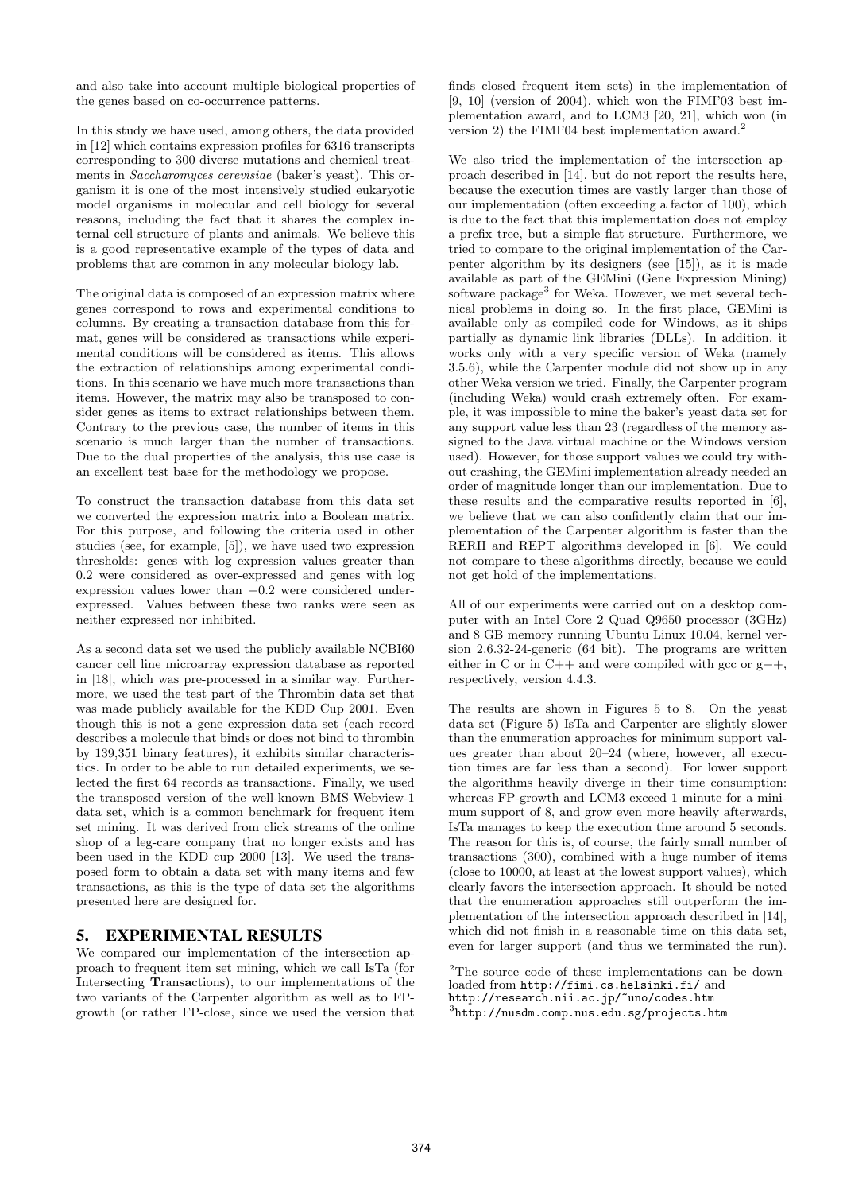and also take into account multiple biological properties of the genes based on co-occurrence patterns.

In this study we have used, among others, the data provided in [12] which contains expression profiles for 6316 transcripts corresponding to 300 diverse mutations and chemical treatments in *Saccharomyces cerevisiae* (baker's yeast). This organism it is one of the most intensively studied eukaryotic model organisms in molecular and cell biology for several reasons, including the fact that it shares the complex internal cell structure of plants and animals. We believe this is a good representative example of the types of data and problems that are common in any molecular biology lab.

The original data is composed of an expression matrix where genes correspond to rows and experimental conditions to columns. By creating a transaction database from this format, genes will be considered as transactions while experimental conditions will be considered as items. This allows the extraction of relationships among experimental conditions. In this scenario we have much more transactions than items. However, the matrix may also be transposed to consider genes as items to extract relationships between them. Contrary to the previous case, the number of items in this scenario is much larger than the number of transactions. Due to the dual properties of the analysis, this use case is an excellent test base for the methodology we propose.

To construct the transaction database from this data set we converted the expression matrix into a Boolean matrix. For this purpose, and following the criteria used in other studies (see, for example, [5]), we have used two expression thresholds: genes with log expression values greater than 0.2 were considered as over-expressed and genes with log expression values lower than $-0.2$ were considered under-expressed. Values between these two ranks were seen as neither expressed nor inhibited.

As a second data set we used the publicly available NCBI60 cancer cell line microarray expression database as reported in [18], which was pre-processed in a similar way. Furthermore, we used the test part of the Thrombin data set that was made publicly available for the KDD Cup 2001. Even though this is not a gene expression data set (each record describes a molecule that binds or does not bind to thrombin by 139,351 binary features), it exhibits similar characteristics. In order to be able to run detailed experiments, we selected the first 64 records as transactions. Finally, we used the transposed version of the well-known BMS-Webview-1 data set, which is a common benchmark for frequent item set mining. It was derived from click streams of the online shop of a leg-care company that no longer exists and has been used in the KDD cup 2000 [13]. We used the transposed form to obtain a data set with many items and few transactions, as this is the type of data set the algorithms presented here are designed for.

## 5. EXPERIMENTAL RESULTS

We compared our implementation of the intersection approach to frequent item set mining, which we call IsTa (for **I**nter**s**ecting **T**rans**a**ctions), to our implementations of the two variants of the Carpenter algorithm as well as to FP-growth (or rather FP-close, since we used the version that finds closed frequent item sets) in the implementation of [9, 10] (version of 2004), which won the FIMI'03 best implementation award, and to LCM3 [20, 21], which won (in version 2) the FIMI'04 best implementation award.[2]

We also tried the implementation of the intersection approach described in [14], but do not report the results here, because the execution times are vastly larger than those of our implementation (often exceeding a factor of 100), which is due to the fact that this implementation does not employ a prefix tree, but a simple flat structure. Furthermore, we tried to compare to the original implementation of the Carpenter algorithm by its designers (see [15]), as it is made available as part of the GEMini (Gene Expression Mining) software package[3] for Weka. However, we met several technical problems in doing so. In the first place, GEMini is available only as compiled code for Windows, as it ships partially as dynamic link libraries (DLLs). In addition, it works only with a very specific version of Weka (namely 3.5.6), while the Carpenter module did not show up in any other Weka version we tried. Finally, the Carpenter program (including Weka) would crash extremely often. For example, it was impossible to mine the baker's yeast data set for any support value less than 23 (regardless of the memory assigned to the Java virtual machine or the Windows version used). However, for those support values we could try without crashing, the GEMini implementation already needed an order of magnitude longer than our implementation. Due to these results and the comparative results reported in [6], we believe that we can also confidently claim that our implementation of the Carpenter algorithm is faster than the RERII and REPT algorithms developed in [6]. We could not compare to these algorithms directly, because we could not get hold of the implementations.

All of our experiments were carried out on a desktop computer with an Intel Core 2 Quad Q9650 processor (3GHz) and 8 GB memory running Ubuntu Linux 10.04, kernel version 2.6.32-24-generic (64 bit). The programs are written either in C or in C++ and were compiled with gcc or g++, respectively, version 4.4.3.

The results are shown in Figures 5 to 8. On the yeast data set (Figure 5) IsTa and Carpenter are slightly slower than the enumeration approaches for minimum support values greater than about 20–24 (where, however, all execution times are far less than a second). For lower support the algorithms heavily diverge in their time consumption: whereas FP-growth and LCM3 exceed 1 minute for a minimum support of 8, and grow even more heavily afterwards, IsTa manages to keep the execution time around 5 seconds. The reason for this is, of course, the fairly small number of transactions (300), combined with a huge number of items (close to 10000, at least at the lowest support values), which clearly favors the intersection approach. It should be noted that the enumeration approaches still outperform the implementation of the intersection approach described in [14], which did not finish in a reasonable time on this data set, even for larger support (and thus we terminated the run).

---

[2] The source code of these implementations can be downloaded from http://fimi.cs.helsinki.fi/ and http://research.nii.ac.jp/~uno/codes.htm

[3] http://nusdm.comp.nus.edu.sg/projects.htm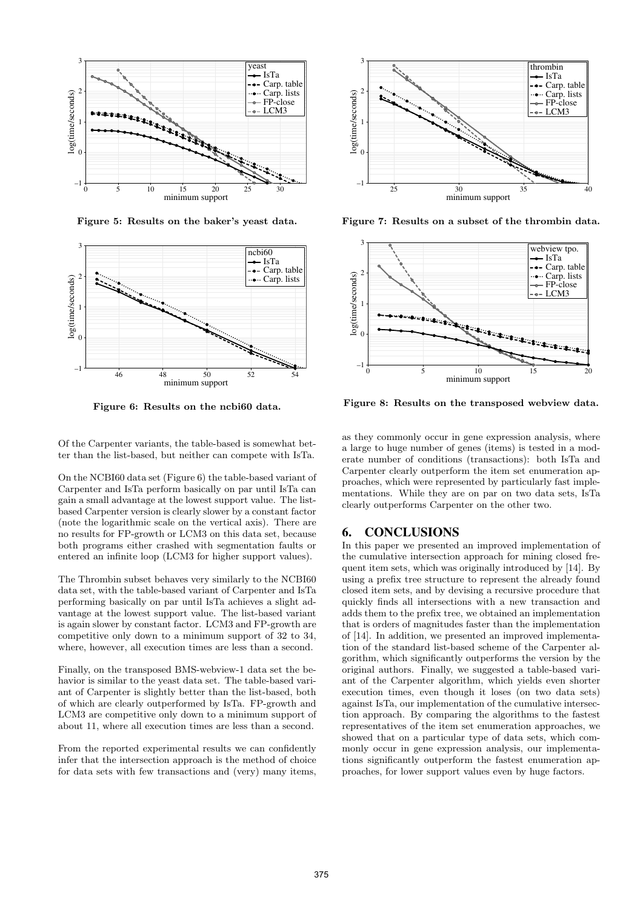yeast
IsTa
Carp. table
Carp. lists
FP-close
LCM3
log(time/seconds)
minimum support
3
2
1
0
−1
0 5 10 15 20 25 30

**Figure 5: Results on the baker's yeast data.**

ncbi60
IsTa
Carp. table
Carp. lists
log(time/seconds)
minimum support
3
2
1
0
−1
46 48 50 52 54

**Figure 6: Results on the ncbi60 data.**

thrombin
IsTa
Carp. table
Carp. lists
FP-close
LCM3
log(time/seconds)
minimum support
3
2
1
0
−1
25 30 35 40

**Figure 7: Results on a subset of the thrombin data.**

webview tpo.
IsTa
Carp. table
Carp. lists
FP-close
LCM3
log(time/seconds)
minimum support
3
2
1
0
−1
0 5 10 15 20

**Figure 8: Results on the transposed webview data.**

Of the Carpenter variants, the table-based is somewhat better than the list-based, but neither can compete with IsTa.

On the NCBI60 data set (Figure 6) the table-based variant of Carpenter and IsTa perform basically on par until IsTa can gain a small advantage at the lowest support value. The list-based Carpenter version is clearly slower by a constant factor (note the logarithmic scale on the vertical axis). There are no results for FP-growth or LCM3 on this data set, because both programs either crashed with segmentation faults or entered an infinite loop (LCM3 for higher support values).

The Thrombin subset behaves very similarly to the NCBI60 data set, with the table-based variant of Carpenter and IsTa performing basically on par until IsTa achieves a slight advantage at the lowest support value. The list-based variant is again slower by constant factor. LCM3 and FP-growth are competitive only down to a minimum support of 32 to 34, where, however, all execution times are less than a second.

Finally, on the transposed BMS-webview-1 data set the behavior is similar to the yeast data set. The table-based variant of Carpenter is slightly better than the list-based, both of which are clearly outperformed by IsTa. FP-growth and LCM3 are competitive only down to a minimum support of about 11, where all execution times are less than a second.

From the reported experimental results we can confidently infer that the intersection approach is the method of choice for data sets with few transactions and (very) many items, as they commonly occur in gene expression analysis, where a large to huge number of genes (items) is tested in a moderate number of conditions (transactions): both IsTa and Carpenter clearly outperform the item set enumeration approaches, which were represented by particularly fast implementations. While they are on par on two data sets, IsTa clearly outperforms Carpenter on the other two.

## 6. CONCLUSIONS

In this paper we presented an improved implementation of the cumulative intersection approach for mining closed frequent item sets, which was originally introduced by [14]. By using a prefix tree structure to represent the already found closed item sets, and by devising a recursive procedure that quickly finds all intersections with a new transaction and adds them to the prefix tree, we obtained an implementation that is orders of magnitudes faster than the implementation of [14]. In addition, we presented an improved implementation of the standard list-based scheme of the Carpenter algorithm, which significantly outperforms the version by the original authors. Finally, we suggested a table-based variant of the Carpenter algorithm, which yields even shorter execution times, even though it loses (on two data sets) against IsTa, our implementation of the cumulative intersection approach. By comparing the algorithms to the fastest representatives of the item set enumeration approaches, we showed that on a particular type of data sets, which commonly occur in gene expression analysis, our implementations significantly outperform the fastest enumeration approaches, for lower support values even by huge factors.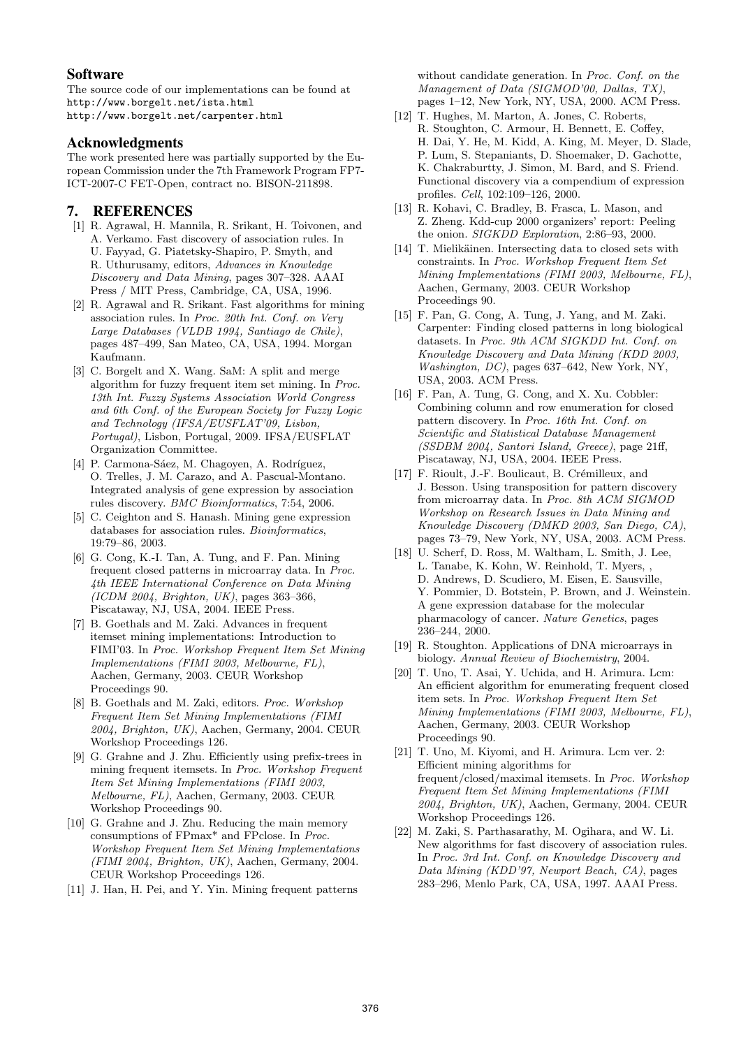## Software

The source code of our implementations can be found at
http://www.borgelt.net/ista.html
http://www.borgelt.net/carpenter.html

## Acknowledgments

The work presented here was partially supported by the European Commission under the 7th Framework Program FP7-ICT-2007-C FET-Open, contract no. BISON-211898.

## 7. REFERENCES

[1] R. Agrawal, H. Mannila, R. Srikant, H. Toivonen, and A. Verkamo. Fast discovery of association rules. In U. Fayyad, G. Piatetsky-Shapiro, P. Smyth, and R. Uthurusamy, editors, *Advances in Knowledge Discovery and Data Mining*, pages 307–328. AAAI Press / MIT Press, Cambridge, CA, USA, 1996.

[2] R. Agrawal and R. Srikant. Fast algorithms for mining association rules. In *Proc. 20th Int. Conf. on Very Large Databases (VLDB 1994, Santiago de Chile)*, pages 487–499, San Mateo, CA, USA, 1994. Morgan Kaufmann.

[3] C. Borgelt and X. Wang. SaM: A split and merge algorithm for fuzzy frequent item set mining. In *Proc. 13th Int. Fuzzy Systems Association World Congress and 6th Conf. of the European Society for Fuzzy Logic and Technology (IFSA/EUSFLAT'09, Lisbon, Portugal)*, Lisbon, Portugal, 2009. IFSA/EUSFLAT Organization Committee.

[4] P. Carmona-Sáez, M. Chagoyen, A. Rodríguez, O. Trelles, J. M. Carazo, and A. Pascual-Montano. Integrated analysis of gene expression by association rules discovery. *BMC Bioinformatics*, 7:54, 2006.

[5] C. Ceighton and S. Hanash. Mining gene expression databases for association rules. *Bioinformatics*, 19:79–86, 2003.

[6] G. Cong, K.-I. Tan, A. Tung, and F. Pan. Mining frequent closed patterns in microarray data. In *Proc. 4th IEEE International Conference on Data Mining (ICDM 2004, Brighton, UK)*, pages 363–366, Piscataway, NJ, USA, 2004. IEEE Press.

[7] B. Goethals and M. Zaki. Advances in frequent itemset mining implementations: Introduction to FIMI'03. In *Proc. Workshop Frequent Item Set Mining Implementations (FIMI 2003, Melbourne, FL)*, Aachen, Germany, 2003. CEUR Workshop Proceedings 90.

[8] B. Goethals and M. Zaki, editors. *Proc. Workshop Frequent Item Set Mining Implementations (FIMI 2004, Brighton, UK)*, Aachen, Germany, 2004. CEUR Workshop Proceedings 126.

[9] G. Grahne and J. Zhu. Efficiently using prefix-trees in mining frequent itemsets. In *Proc. Workshop Frequent Item Set Mining Implementations (FIMI 2003, Melbourne, FL)*, Aachen, Germany, 2003. CEUR Workshop Proceedings 90.

[10] G. Grahne and J. Zhu. Reducing the main memory consumptions of FPmax* and FPclose. In *Proc. Workshop Frequent Item Set Mining Implementations (FIMI 2004, Brighton, UK)*, Aachen, Germany, 2004. CEUR Workshop Proceedings 126.

[11] J. Han, H. Pei, and Y. Yin. Mining frequent patterns without candidate generation. In *Proc. Conf. on the Management of Data (SIGMOD'00, Dallas, TX)*, pages 1–12, New York, NY, USA, 2000. ACM Press.

[12] T. Hughes, M. Marton, A. Jones, C. Roberts, R. Stoughton, C. Armour, H. Bennett, E. Coffey, H. Dai, Y. He, M. Kidd, A. King, M. Meyer, D. Slade, P. Lum, S. Stepaniants, D. Shoemaker, D. Gachotte, K. Chakraburtty, J. Simon, M. Bard, and S. Friend. Functional discovery via a compendium of expression profiles. *Cell*, 102:109–126, 2000.

[13] R. Kohavi, C. Bradley, B. Frasca, L. Mason, and Z. Zheng. Kdd-cup 2000 organizers' report: Peeling the onion. *SIGKDD Exploration*, 2:86–93, 2000.

[14] T. Mielikäinen. Intersecting data to closed sets with constraints. In *Proc. Workshop Frequent Item Set Mining Implementations (FIMI 2003, Melbourne, FL)*, Aachen, Germany, 2003. CEUR Workshop Proceedings 90.

[15] F. Pan, G. Cong, A. Tung, J. Yang, and M. Zaki. Carpenter: Finding closed patterns in long biological datasets. In *Proc. 9th ACM SIGKDD Int. Conf. on Knowledge Discovery and Data Mining (KDD 2003, Washington, DC)*, pages 637–642, New York, NY, USA, 2003. ACM Press.

[16] F. Pan, A. Tung, G. Cong, and X. Xu. Cobbler: Combining column and row enumeration for closed pattern discovery. In *Proc. 16th Int. Conf. on Scientific and Statistical Database Management (SSDBM 2004, Santori Island, Greece)*, page 21ff, Piscataway, NJ, USA, 2004. IEEE Press.

[17] F. Rioult, J.-F. Boulicaut, B. Crémilleux, and J. Besson. Using transposition for pattern discovery from microarray data. In *Proc. 8th ACM SIGMOD Workshop on Research Issues in Data Mining and Knowledge Discovery (DMKD 2003, San Diego, CA)*, pages 73–79, New York, NY, USA, 2003. ACM Press.

[18] U. Scherf, D. Ross, M. Waltham, L. Smith, J. Lee, L. Tanabe, K. Kohn, W. Reinhold, T. Myers, , D. Andrews, D. Scudiero, M. Eisen, E. Sausville, Y. Pommier, D. Botstein, P. Brown, and J. Weinstein. A gene expression database for the molecular pharmacology of cancer. *Nature Genetics*, pages 236–244, 2000.

[19] R. Stoughton. Applications of DNA microarrays in biology. *Annual Review of Biochemistry*, 2004.

[20] T. Uno, T. Asai, Y. Uchida, and H. Arimura. Lcm: An efficient algorithm for enumerating frequent closed item sets. In *Proc. Workshop Frequent Item Set Mining Implementations (FIMI 2003, Melbourne, FL)*, Aachen, Germany, 2003. CEUR Workshop Proceedings 90.

[21] T. Uno, M. Kiyomi, and H. Arimura. Lcm ver. 2: Efficient mining algorithms for frequent/closed/maximal itemsets. In *Proc. Workshop Frequent Item Set Mining Implementations (FIMI 2004, Brighton, UK)*, Aachen, Germany, 2004. CEUR Workshop Proceedings 126.

[22] M. Zaki, S. Parthasarathy, M. Ogihara, and W. Li. New algorithms for fast discovery of association rules. In *Proc. 3rd Int. Conf. on Knowledge Discovery and Data Mining (KDD'97, Newport Beach, CA)*, pages 283–296, Menlo Park, CA, USA, 1997. AAAI Press.